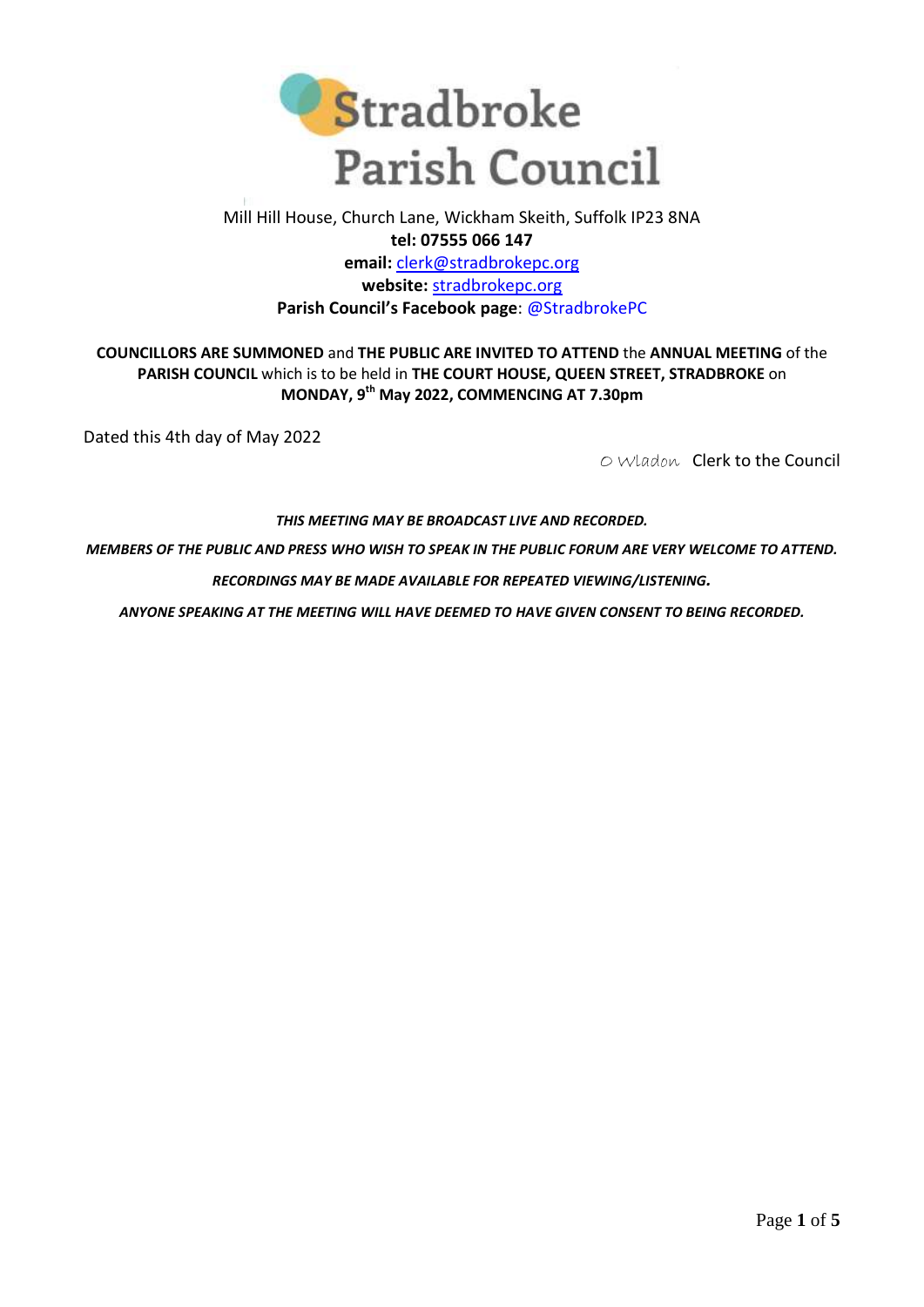# Stradbroke Parish Council

Mill Hill House, Church Lane, Wickham Skeith, Suffolk IP23 8NA
**tel: 07555 066 147**
**email:** clerk@stradbrokepc.org
**website:** stradbrokepc.org
**Parish Council's Facebook page**: @StradbrokePC

**COUNCILLORS ARE SUMMONED** and **THE PUBLIC ARE INVITED TO ATTEND** the **ANNUAL MEETING** of the **PARISH COUNCIL** which is to be held in **THE COURT HOUSE, QUEEN STREET, STRADBROKE** on **MONDAY, 9th May 2022, COMMENCING AT 7.30pm**

Dated this 4th day of May 2022

O Wladon Clerk to the Council

***THIS MEETING MAY BE BROADCAST LIVE AND RECORDED.***

***MEMBERS OF THE PUBLIC AND PRESS WHO WISH TO SPEAK IN THE PUBLIC FORUM ARE VERY WELCOME TO ATTEND.***

***RECORDINGS MAY BE MADE AVAILABLE FOR REPEATED VIEWING/LISTENING.***

***ANYONE SPEAKING AT THE MEETING WILL HAVE DEEMED TO HAVE GIVEN CONSENT TO BEING RECORDED.***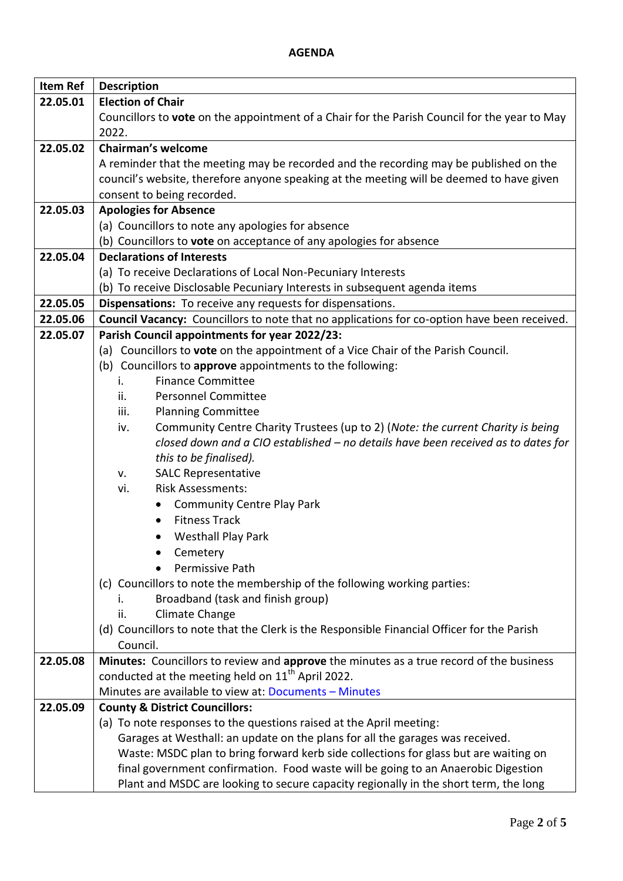## AGENDA

| Item Ref | Description |
|---|---|
| 22.05.01 | **Election of Chair**<br>Councillors to **vote** on the appointment of a Chair for the Parish Council for the year to May 2022. |
| 22.05.02 | **Chairman's welcome**<br>A reminder that the meeting may be recorded and the recording may be published on the council's website, therefore anyone speaking at the meeting will be deemed to have given consent to being recorded. |
| 22.05.03 | **Apologies for Absence**<br>(a) Councillors to note any apologies for absence<br>(b) Councillors to **vote** on acceptance of any apologies for absence |
| 22.05.04 | **Declarations of Interests**<br>(a) To receive Declarations of Local Non-Pecuniary Interests<br>(b) To receive Disclosable Pecuniary Interests in subsequent agenda items |
| 22.05.05 | **Dispensations:** To receive any requests for dispensations. |
| 22.05.06 | **Council Vacancy:** Councillors to note that no applications for co-option have been received. |
| 22.05.07 | **Parish Council appointments for year 2022/23:**<br>(a) Councillors to **vote** on the appointment of a Vice Chair of the Parish Council.<br>(b) Councillors to **approve** appointments to the following:<br>i. Finance Committee<br>ii. Personnel Committee<br>iii. Planning Committee<br>iv. Community Centre Charity Trustees (up to 2) (*Note: the current Charity is being closed down and a CIO established – no details have been received as to dates for this to be finalised).*<br>v. SALC Representative<br>vi. Risk Assessments:<br>• Community Centre Play Park<br>• Fitness Track<br>• Westhall Play Park<br>• Cemetery<br>• Permissive Path<br>(c) Councillors to note the membership of the following working parties:<br>i. Broadband (task and finish group)<br>ii. Climate Change<br>(d) Councillors to note that the Clerk is the Responsible Financial Officer for the Parish Council. |
| 22.05.08 | **Minutes:** Councillors to review and **approve** the minutes as a true record of the business conducted at the meeting held on 11th April 2022.<br>Minutes are available to view at: Documents – Minutes |
| 22.05.09 | **County & District Councillors:**<br>(a) To note responses to the questions raised at the April meeting:<br>Garages at Westhall: an update on the plans for all the garages was received.<br>Waste: MSDC plan to bring forward kerb side collections for glass but are waiting on final government confirmation. Food waste will be going to an Anaerobic Digestion Plant and MSDC are looking to secure capacity regionally in the short term, the long |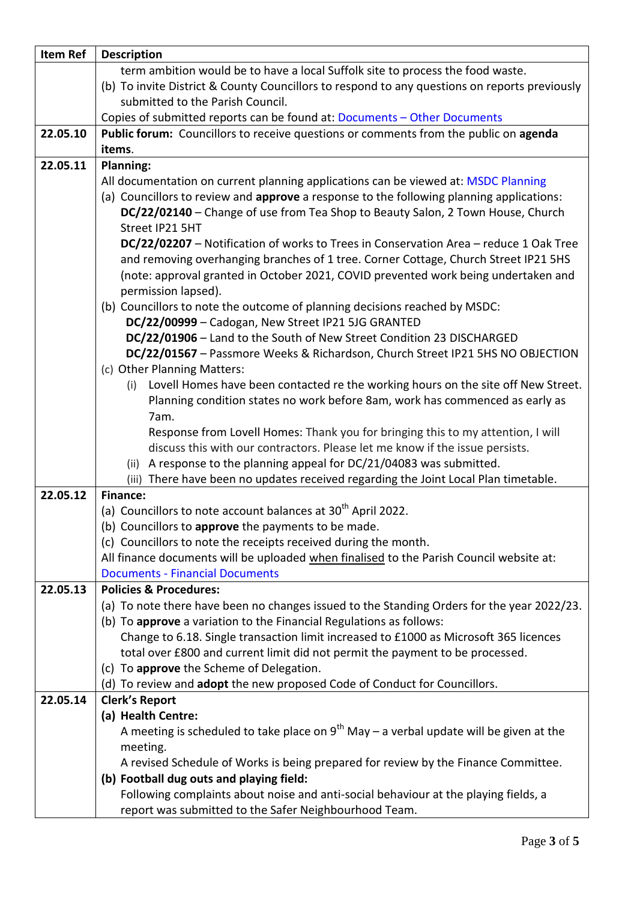| Item Ref | Description |
|---|---|
| | term ambition would be to have a local Suffolk site to process the food waste.<br>(b) To invite District & County Councillors to respond to any questions on reports previously submitted to the Parish Council.<br>Copies of submitted reports can be found at: Documents – Other Documents |
| 22.05.10 | **Public forum:** Councillors to receive questions or comments from the public on **agenda items**. |
| 22.05.11 | **Planning:**<br>All documentation on current planning applications can be viewed at: MSDC Planning<br>(a) Councillors to review and **approve** a response to the following planning applications:<br>**DC/22/02140** – Change of use from Tea Shop to Beauty Salon, 2 Town House, Church Street IP21 5HT<br>**DC/22/02207** – Notification of works to Trees in Conservation Area – reduce 1 Oak Tree and removing overhanging branches of 1 tree. Corner Cottage, Church Street IP21 5HS (note: approval granted in October 2021, COVID prevented work being undertaken and permission lapsed).<br>(b) Councillors to note the outcome of planning decisions reached by MSDC:<br>**DC/22/00999** – Cadogan, New Street IP21 5JG GRANTED<br>**DC/22/01906** – Land to the South of New Street Condition 23 DISCHARGED<br>**DC/22/01567** – Passmore Weeks & Richardson, Church Street IP21 5HS NO OBJECTION<br>(c) Other Planning Matters:<br>(i) Lovell Homes have been contacted re the working hours on the site off New Street. Planning condition states no work before 8am, work has commenced as early as 7am.<br>Response from Lovell Homes: Thank you for bringing this to my attention, I will discuss this with our contractors. Please let me know if the issue persists.<br>(ii) A response to the planning appeal for DC/21/04083 was submitted.<br>(iii) There have been no updates received regarding the Joint Local Plan timetable. |
| 22.05.12 | **Finance:**<br>(a) Councillors to note account balances at 30th April 2022.<br>(b) Councillors to **approve** the payments to be made.<br>(c) Councillors to note the receipts received during the month.<br>All finance documents will be uploaded when finalised to the Parish Council website at: Documents - Financial Documents |
| 22.05.13 | **Policies & Procedures:**<br>(a) To note there have been no changes issued to the Standing Orders for the year 2022/23.<br>(b) To **approve** a variation to the Financial Regulations as follows:<br>Change to 6.18. Single transaction limit increased to £1000 as Microsoft 365 licences total over £800 and current limit did not permit the payment to be processed.<br>(c) To **approve** the Scheme of Delegation.<br>(d) To review and **adopt** the new proposed Code of Conduct for Councillors. |
| 22.05.14 | **Clerk's Report**<br>**(a) Health Centre:**<br>A meeting is scheduled to take place on 9th May – a verbal update will be given at the meeting.<br>A revised Schedule of Works is being prepared for review by the Finance Committee.<br>**(b) Football dug outs and playing field:**<br>Following complaints about noise and anti-social behaviour at the playing fields, a report was submitted to the Safer Neighbourhood Team. |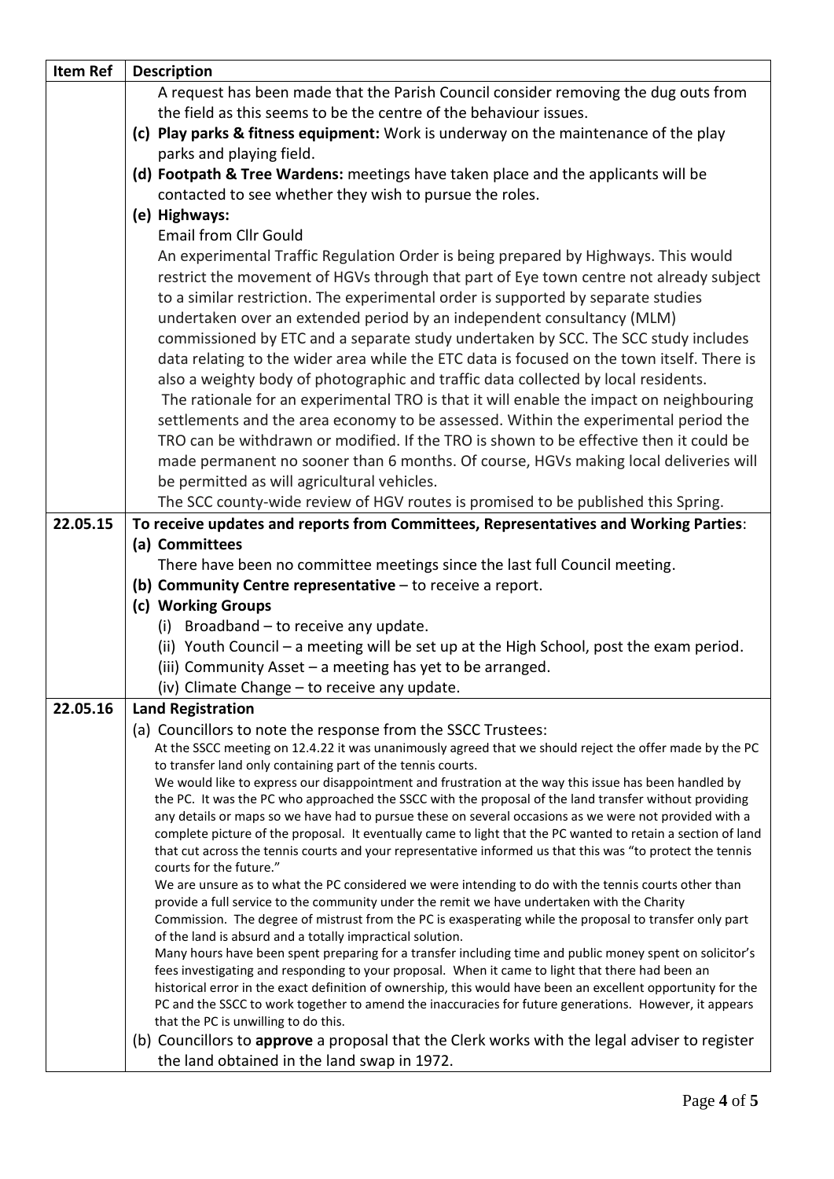| Item Ref | Description |
|---|---|
| | A request has been made that the Parish Council consider removing the dug outs from the field as this seems to be the centre of the behaviour issues.<br>**(c) Play parks & fitness equipment:** Work is underway on the maintenance of the play parks and playing field.<br>**(d) Footpath & Tree Wardens:** meetings have taken place and the applicants will be contacted to see whether they wish to pursue the roles.<br>**(e) Highways:**<br>Email from Cllr Gould<br>An experimental Traffic Regulation Order is being prepared by Highways. This would restrict the movement of HGVs through that part of Eye town centre not already subject to a similar restriction. The experimental order is supported by separate studies undertaken over an extended period by an independent consultancy (MLM) commissioned by ETC and a separate study undertaken by SCC. The SCC study includes data relating to the wider area while the ETC data is focused on the town itself. There is also a weighty body of photographic and traffic data collected by local residents.<br>The rationale for an experimental TRO is that it will enable the impact on neighbouring settlements and the area economy to be assessed. Within the experimental period the TRO can be withdrawn or modified. If the TRO is shown to be effective then it could be made permanent no sooner than 6 months. Of course, HGVs making local deliveries will be permitted as will agricultural vehicles.<br>The SCC county-wide review of HGV routes is promised to be published this Spring. |
| **22.05.15** | **To receive updates and reports from Committees, Representatives and Working Parties**:<br>**(a) Committees**<br>There have been no committee meetings since the last full Council meeting.<br>**(b) Community Centre representative** – to receive a report.<br>**(c) Working Groups**<br>(i) Broadband – to receive any update.<br>(ii) Youth Council – a meeting will be set up at the High School, post the exam period.<br>(iii) Community Asset – a meeting has yet to be arranged.<br>(iv) Climate Change – to receive any update. |
| **22.05.16** | **Land Registration**<br>(a) Councillors to note the response from the SSCC Trustees:<br>At the SSCC meeting on 12.4.22 it was unanimously agreed that we should reject the offer made by the PC to transfer land only containing part of the tennis courts.<br>We would like to express our disappointment and frustration at the way this issue has been handled by the PC. It was the PC who approached the SSCC with the proposal of the land transfer without providing any details or maps so we have had to pursue these on several occasions as we were not provided with a complete picture of the proposal. It eventually came to light that the PC wanted to retain a section of land that cut across the tennis courts and your representative informed us that this was "to protect the tennis courts for the future."<br>We are unsure as to what the PC considered we were intending to do with the tennis courts other than provide a full service to the community under the remit we have undertaken with the Charity Commission. The degree of mistrust from the PC is exasperating while the proposal to transfer only part of the land is absurd and a totally impractical solution.<br>Many hours have been spent preparing for a transfer including time and public money spent on solicitor's fees investigating and responding to your proposal. When it came to light that there had been an historical error in the exact definition of ownership, this would have been an excellent opportunity for the PC and the SSCC to work together to amend the inaccuracies for future generations. However, it appears that the PC is unwilling to do this.<br>(b) Councillors to **approve** a proposal that the Clerk works with the legal adviser to register the land obtained in the land swap in 1972. |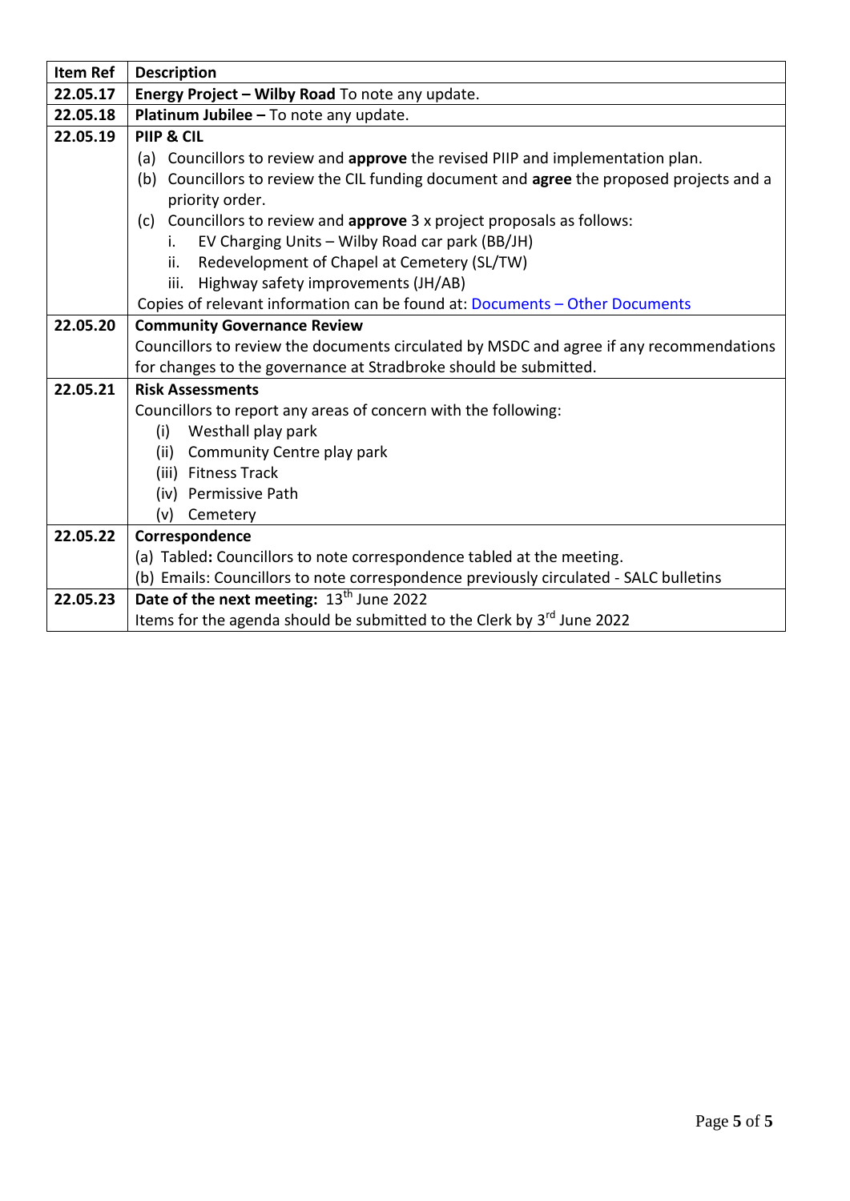| Item Ref | Description |
|---|---|
| 22.05.17 | **Energy Project – Wilby Road** To note any update. |
| 22.05.18 | **Platinum Jubilee –** To note any update. |
| 22.05.19 | **PIIP & CIL**<br>(a) Councillors to review and **approve** the revised PIIP and implementation plan.<br>(b) Councillors to review the CIL funding document and **agree** the proposed projects and a priority order.<br>(c) Councillors to review and **approve** 3 x project proposals as follows:<br>i. EV Charging Units – Wilby Road car park (BB/JH)<br>ii. Redevelopment of Chapel at Cemetery (SL/TW)<br>iii. Highway safety improvements (JH/AB)<br>Copies of relevant information can be found at: Documents – Other Documents |
| 22.05.20 | **Community Governance Review**<br>Councillors to review the documents circulated by MSDC and agree if any recommendations for changes to the governance at Stradbroke should be submitted. |
| 22.05.21 | **Risk Assessments**<br>Councillors to report any areas of concern with the following:<br>(i) Westhall play park<br>(ii) Community Centre play park<br>(iii) Fitness Track<br>(iv) Permissive Path<br>(v) Cemetery |
| 22.05.22 | **Correspondence**<br>(a) Tabled**:** Councillors to note correspondence tabled at the meeting.<br>(b) Emails: Councillors to note correspondence previously circulated - SALC bulletins |
| 22.05.23 | **Date of the next meeting:** 13th June 2022<br>Items for the agenda should be submitted to the Clerk by 3rd June 2022 |